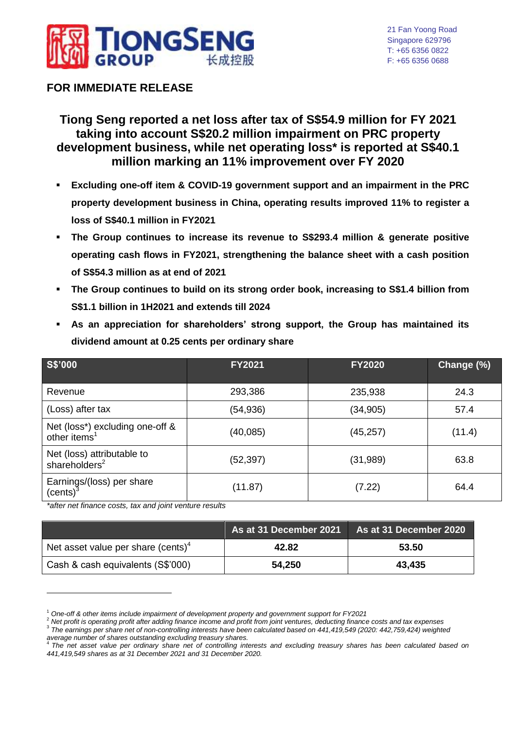TIONGSENG GROUP 长成控股

21 Fan Yoong Road
Singapore 629796
T: +65 6356 0822
F: +65 6356 0688

**FOR IMMEDIATE RELEASE**

# Tiong Seng reported a net loss after tax of S$54.9 million for FY 2021 taking into account S$20.2 million impairment on PRC property development business, while net operating loss* is reported at S$40.1 million marking an 11% improvement over FY 2020

- **Excluding one-off item & COVID-19 government support and an impairment in the PRC property development business in China, operating results improved 11% to register a loss of S$40.1 million in FY2021**
- **The Group continues to increase its revenue to S$293.4 million & generate positive operating cash flows in FY2021, strengthening the balance sheet with a cash position of S$54.3 million as at end of 2021**
- **The Group continues to build on its strong order book, increasing to S$1.4 billion from S$1.1 billion in 1H2021 and extends till 2024**
- **As an appreciation for shareholders' strong support, the Group has maintained its dividend amount at 0.25 cents per ordinary share**

| S$'000 | FY2021 | FY2020 | Change (%) |
|---|---|---|---|
| Revenue | 293,386 | 235,938 | 24.3 |
| (Loss) after tax | (54,936) | (34,905) | 57.4 |
| Net (loss*) excluding one-off & other items[1] | (40,085) | (45,257) | (11.4) |
| Net (loss) attributable to shareholders[2] | (52,397) | (31,989) | 63.8 |
| Earnings/(loss) per share (cents)[3] | (11.87) | (7.22) | 64.4 |

*\*after net finance costs, tax and joint venture results*

| | As at 31 December 2021 | As at 31 December 2020 |
|---|---|---|
| Net asset value per share (cents)[4] | **42.82** | **53.50** |
| Cash & cash equivalents (S$'000) | **54,250** | **43,435** |

---

[1] *One-off & other items include impairment of development property and government support for FY2021*

[2] *Net profit is operating profit after adding finance income and profit from joint ventures, deducting finance costs and tax expenses*

[3] *The earnings per share net of non-controlling interests have been calculated based on 441,419,549 (2020: 442,759,424) weighted average number of shares outstanding excluding treasury shares.*

[4] *The net asset value per ordinary share net of controlling interests and excluding treasury shares has been calculated based on 441,419,549 shares as at 31 December 2021 and 31 December 2020.*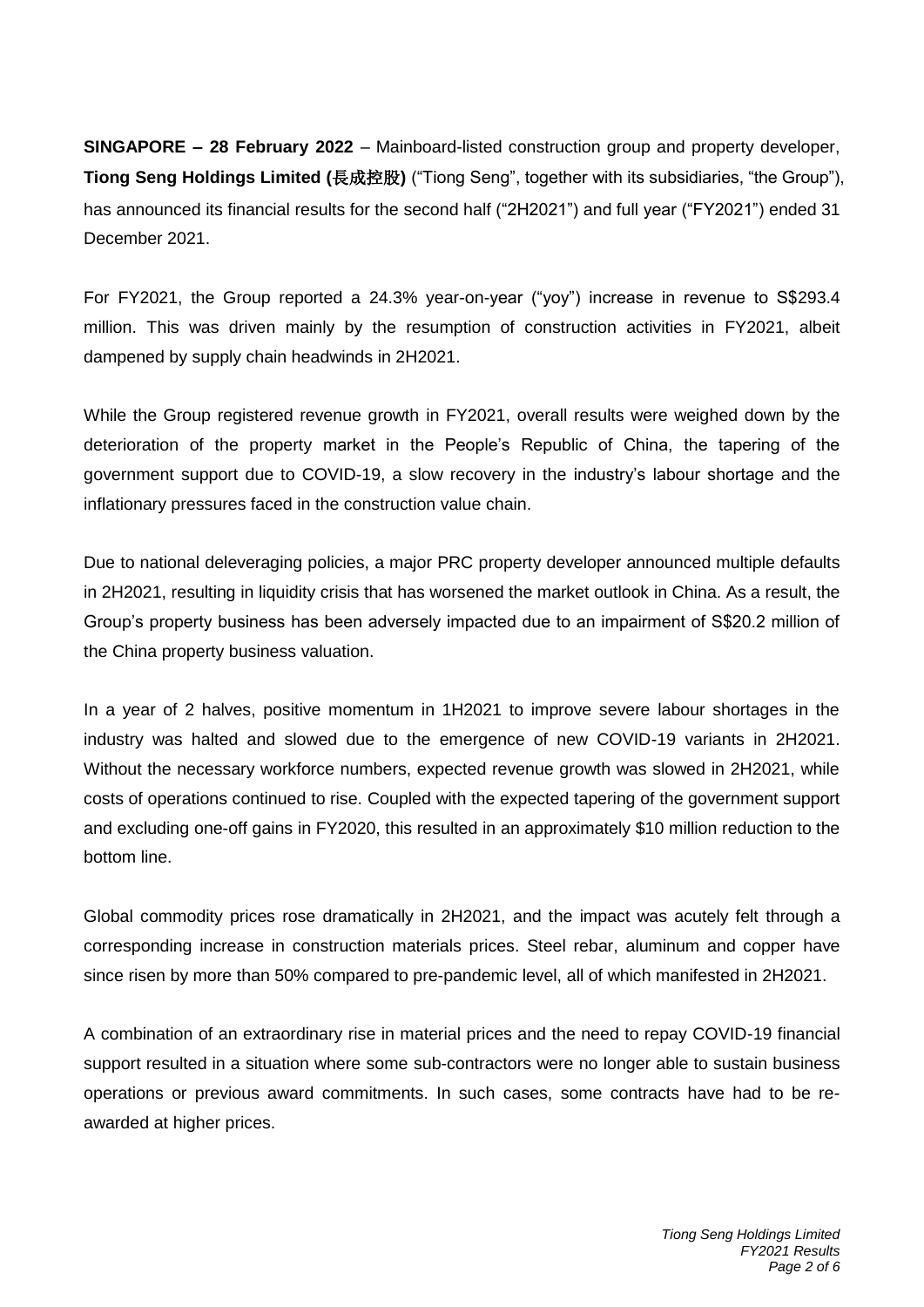**SINGAPORE – 28 February 2022** – Mainboard-listed construction group and property developer, **Tiong Seng Holdings Limited (長成控股)** ("Tiong Seng", together with its subsidiaries, "the Group"), has announced its financial results for the second half ("2H2021") and full year ("FY2021") ended 31 December 2021.

For FY2021, the Group reported a 24.3% year-on-year ("yoy") increase in revenue to S$293.4 million. This was driven mainly by the resumption of construction activities in FY2021, albeit dampened by supply chain headwinds in 2H2021.

While the Group registered revenue growth in FY2021, overall results were weighed down by the deterioration of the property market in the People's Republic of China, the tapering of the government support due to COVID-19, a slow recovery in the industry's labour shortage and the inflationary pressures faced in the construction value chain.

Due to national deleveraging policies, a major PRC property developer announced multiple defaults in 2H2021, resulting in liquidity crisis that has worsened the market outlook in China. As a result, the Group's property business has been adversely impacted due to an impairment of S$20.2 million of the China property business valuation.

In a year of 2 halves, positive momentum in 1H2021 to improve severe labour shortages in the industry was halted and slowed due to the emergence of new COVID-19 variants in 2H2021. Without the necessary workforce numbers, expected revenue growth was slowed in 2H2021, while costs of operations continued to rise. Coupled with the expected tapering of the government support and excluding one-off gains in FY2020, this resulted in an approximately $10 million reduction to the bottom line.

Global commodity prices rose dramatically in 2H2021, and the impact was acutely felt through a corresponding increase in construction materials prices. Steel rebar, aluminum and copper have since risen by more than 50% compared to pre-pandemic level, all of which manifested in 2H2021.

A combination of an extraordinary rise in material prices and the need to repay COVID-19 financial support resulted in a situation where some sub-contractors were no longer able to sustain business operations or previous award commitments. In such cases, some contracts have had to be re-awarded at higher prices.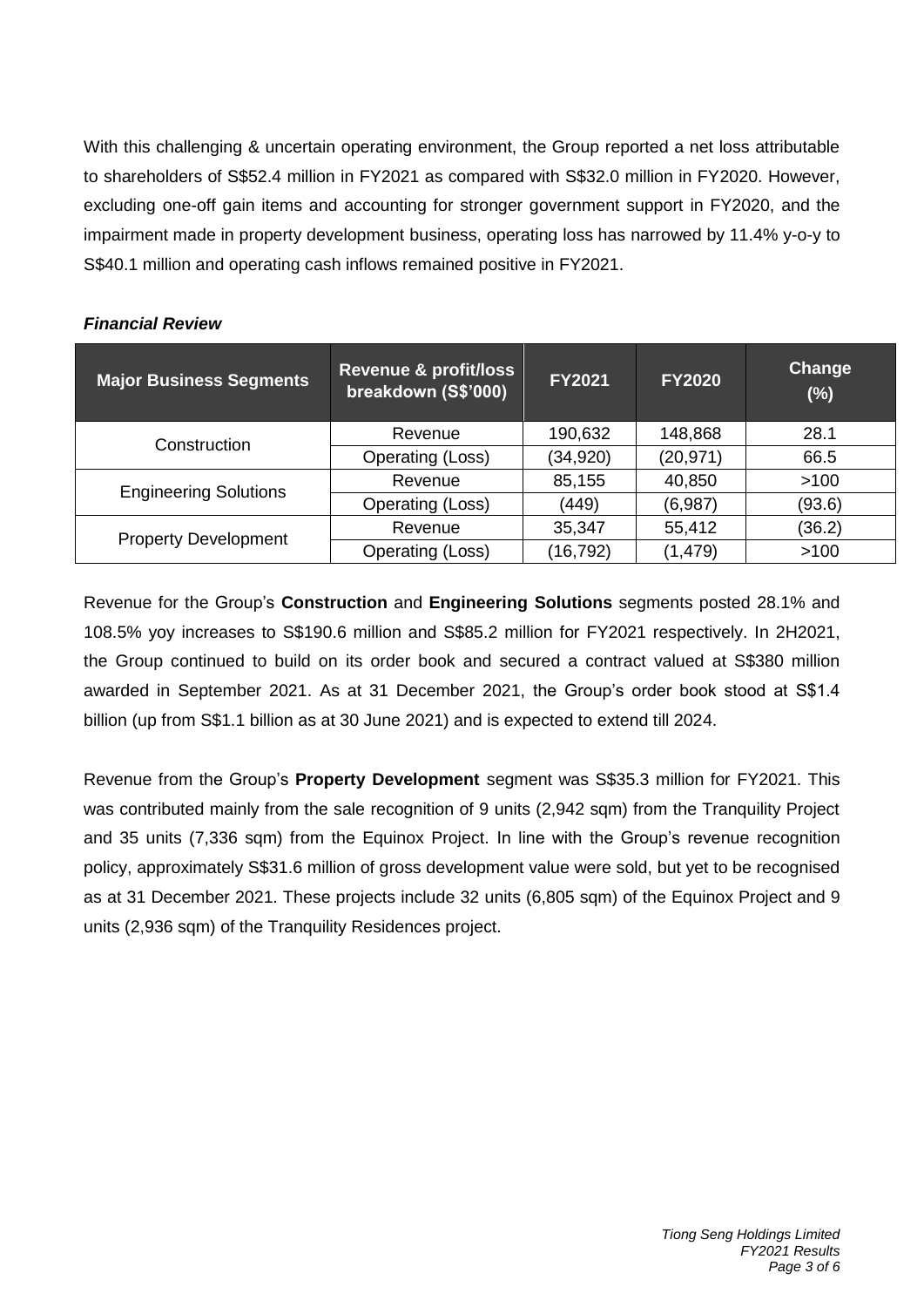With this challenging & uncertain operating environment, the Group reported a net loss attributable to shareholders of S$52.4 million in FY2021 as compared with S$32.0 million in FY2020. However, excluding one-off gain items and accounting for stronger government support in FY2020, and the impairment made in property development business, operating loss has narrowed by 11.4% y-o-y to S$40.1 million and operating cash inflows remained positive in FY2021.

***Financial Review***

| Major Business Segments | Revenue & profit/loss breakdown (S$'000) | FY2021 | FY2020 | Change (%) |
|---|---|---|---|---|
| Construction | Revenue | 190,632 | 148,868 | 28.1 |
| | Operating (Loss) | (34,920) | (20,971) | 66.5 |
| Engineering Solutions | Revenue | 85,155 | 40,850 | >100 |
| | Operating (Loss) | (449) | (6,987) | (93.6) |
| Property Development | Revenue | 35,347 | 55,412 | (36.2) |
| | Operating (Loss) | (16,792) | (1,479) | >100 |

Revenue for the Group's **Construction** and **Engineering Solutions** segments posted 28.1% and 108.5% yoy increases to S$190.6 million and S$85.2 million for FY2021 respectively. In 2H2021, the Group continued to build on its order book and secured a contract valued at S$380 million awarded in September 2021. As at 31 December 2021, the Group's order book stood at S$1.4 billion (up from S$1.1 billion as at 30 June 2021) and is expected to extend till 2024.

Revenue from the Group's **Property Development** segment was S$35.3 million for FY2021. This was contributed mainly from the sale recognition of 9 units (2,942 sqm) from the Tranquility Project and 35 units (7,336 sqm) from the Equinox Project. In line with the Group's revenue recognition policy, approximately S$31.6 million of gross development value were sold, but yet to be recognised as at 31 December 2021. These projects include 32 units (6,805 sqm) of the Equinox Project and 9 units (2,936 sqm) of the Tranquility Residences project.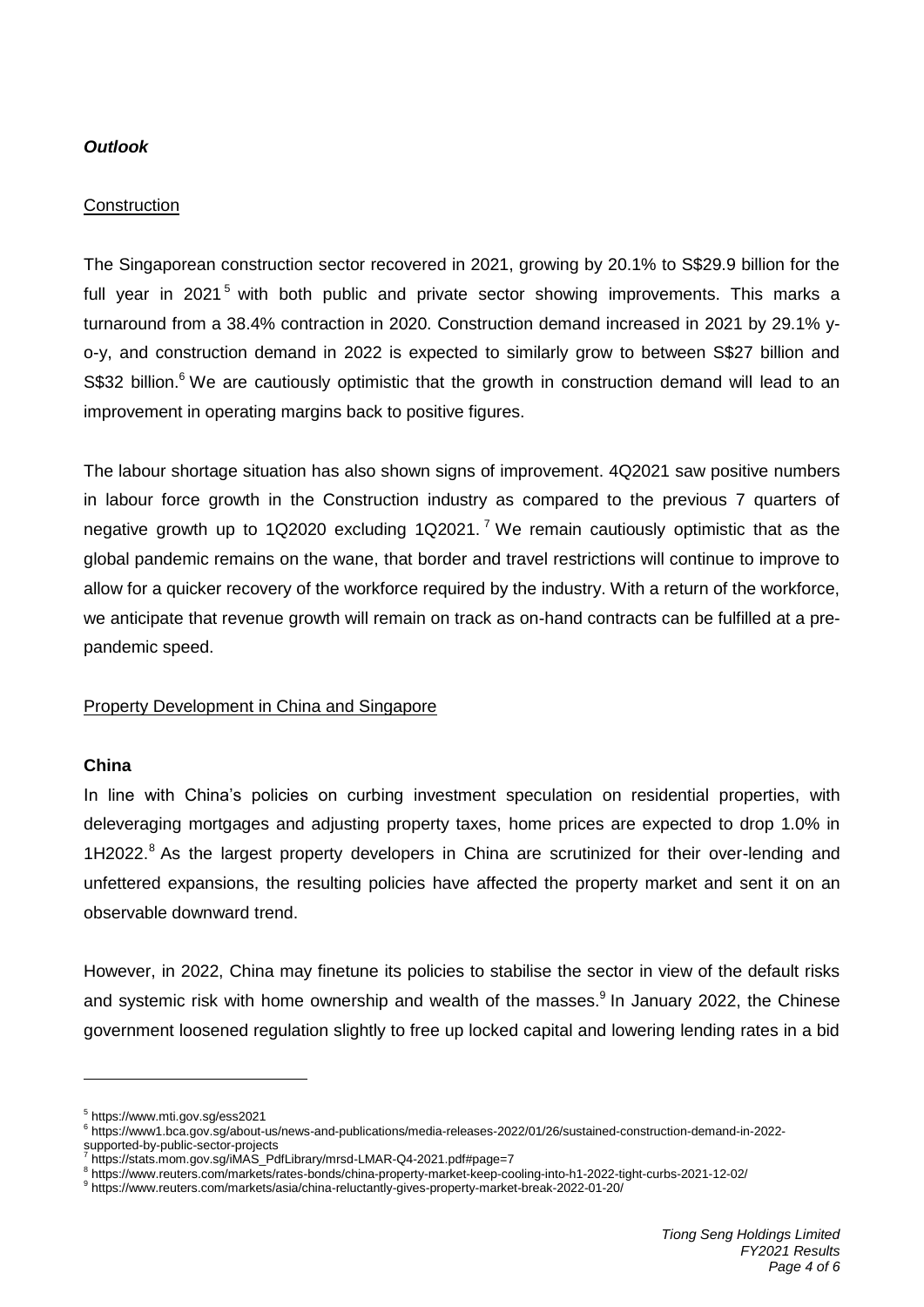***Outlook***

Construction

The Singaporean construction sector recovered in 2021, growing by 20.1% to S$29.9 billion for the full year in 2021[5] with both public and private sector showing improvements. This marks a turnaround from a 38.4% contraction in 2020. Construction demand increased in 2021 by 29.1% y-o-y, and construction demand in 2022 is expected to similarly grow to between S$27 billion and S$32 billion.[6] We are cautiously optimistic that the growth in construction demand will lead to an improvement in operating margins back to positive figures.

The labour shortage situation has also shown signs of improvement. 4Q2021 saw positive numbers in labour force growth in the Construction industry as compared to the previous 7 quarters of negative growth up to 1Q2020 excluding 1Q2021.[7] We remain cautiously optimistic that as the global pandemic remains on the wane, that border and travel restrictions will continue to improve to allow for a quicker recovery of the workforce required by the industry. With a return of the workforce, we anticipate that revenue growth will remain on track as on-hand contracts can be fulfilled at a pre-pandemic speed.

Property Development in China and Singapore

**China**

In line with China's policies on curbing investment speculation on residential properties, with deleveraging mortgages and adjusting property taxes, home prices are expected to drop 1.0% in 1H2022.[8] As the largest property developers in China are scrutinized for their over-lending and unfettered expansions, the resulting policies have affected the property market and sent it on an observable downward trend.

However, in 2022, China may finetune its policies to stabilise the sector in view of the default risks and systemic risk with home ownership and wealth of the masses.[9] In January 2022, the Chinese government loosened regulation slightly to free up locked capital and lowering lending rates in a bid

---

[5] https://www.mti.gov.sg/ess2021

[6] https://www1.bca.gov.sg/about-us/news-and-publications/media-releases-2022/01/26/sustained-construction-demand-in-2022-supported-by-public-sector-projects

[7] https://stats.mom.gov.sg/iMAS_PdfLibrary/mrsd-LMAR-Q4-2021.pdf#page=7

[8] https://www.reuters.com/markets/rates-bonds/china-property-market-keep-cooling-into-h1-2022-tight-curbs-2021-12-02/

[9] https://www.reuters.com/markets/asia/china-reluctantly-gives-property-market-break-2022-01-20/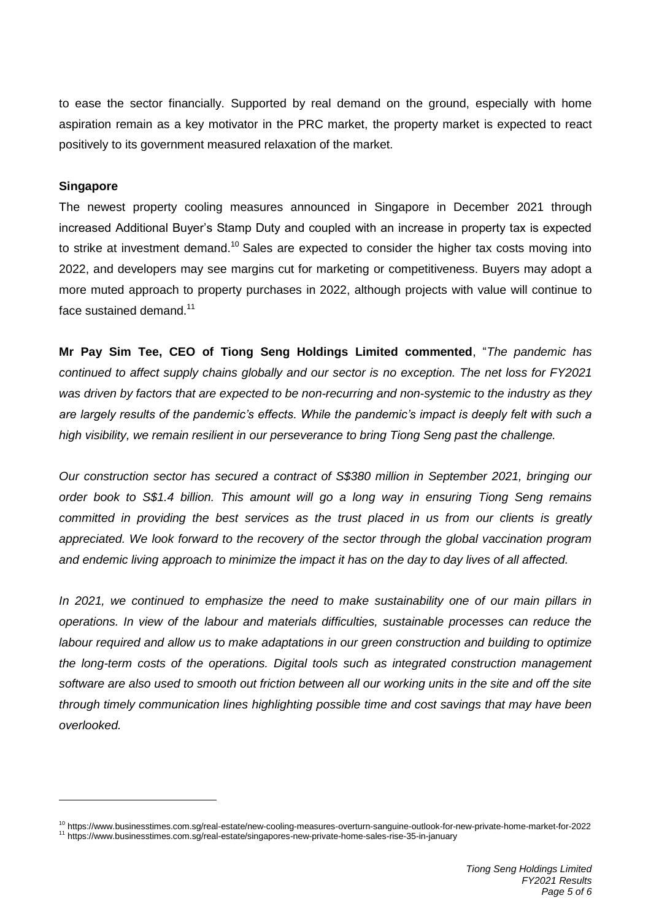to ease the sector financially. Supported by real demand on the ground, especially with home aspiration remain as a key motivator in the PRC market, the property market is expected to react positively to its government measured relaxation of the market.

**Singapore**

The newest property cooling measures announced in Singapore in December 2021 through increased Additional Buyer's Stamp Duty and coupled with an increase in property tax is expected to strike at investment demand.[10] Sales are expected to consider the higher tax costs moving into 2022, and developers may see margins cut for marketing or competitiveness. Buyers may adopt a more muted approach to property purchases in 2022, although projects with value will continue to face sustained demand.[11]

**Mr Pay Sim Tee, CEO of Tiong Seng Holdings Limited commented**, "*The pandemic has continued to affect supply chains globally and our sector is no exception. The net loss for FY2021 was driven by factors that are expected to be non-recurring and non-systemic to the industry as they are largely results of the pandemic's effects. While the pandemic's impact is deeply felt with such a high visibility, we remain resilient in our perseverance to bring Tiong Seng past the challenge.*

*Our construction sector has secured a contract of S$380 million in September 2021, bringing our order book to S$1.4 billion. This amount will go a long way in ensuring Tiong Seng remains committed in providing the best services as the trust placed in us from our clients is greatly appreciated. We look forward to the recovery of the sector through the global vaccination program and endemic living approach to minimize the impact it has on the day to day lives of all affected.*

*In 2021, we continued to emphasize the need to make sustainability one of our main pillars in operations. In view of the labour and materials difficulties, sustainable processes can reduce the labour required and allow us to make adaptations in our green construction and building to optimize the long-term costs of the operations. Digital tools such as integrated construction management software are also used to smooth out friction between all our working units in the site and off the site through timely communication lines highlighting possible time and cost savings that may have been overlooked.*

---

[10] https://www.businesstimes.com.sg/real-estate/new-cooling-measures-overturn-sanguine-outlook-for-new-private-home-market-for-2022
[11] https://www.businesstimes.com.sg/real-estate/singapores-new-private-home-sales-rise-35-in-january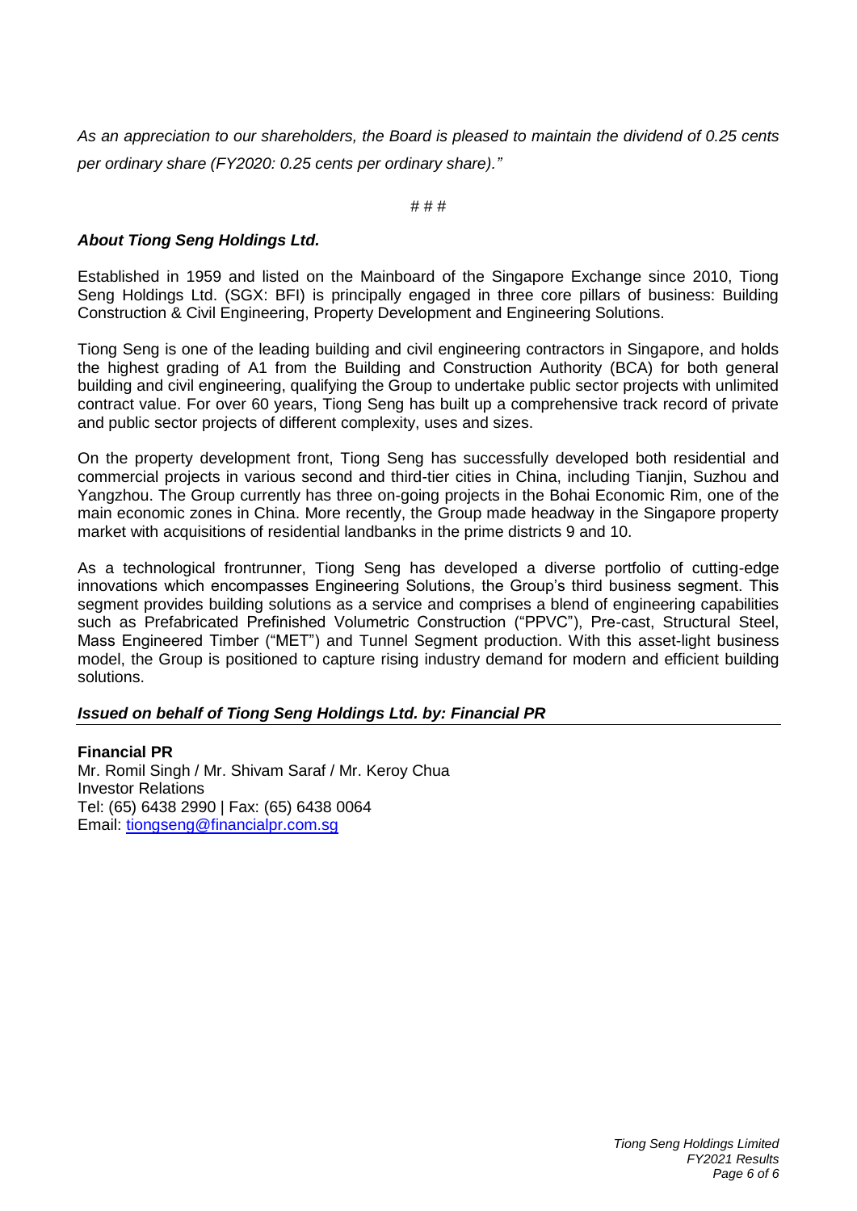*As an appreciation to our shareholders, the Board is pleased to maintain the dividend of 0.25 cents per ordinary share (FY2020: 0.25 cents per ordinary share)."*

# # #

***About Tiong Seng Holdings Ltd.***

Established in 1959 and listed on the Mainboard of the Singapore Exchange since 2010, Tiong Seng Holdings Ltd. (SGX: BFI) is principally engaged in three core pillars of business: Building Construction & Civil Engineering, Property Development and Engineering Solutions.

Tiong Seng is one of the leading building and civil engineering contractors in Singapore, and holds the highest grading of A1 from the Building and Construction Authority (BCA) for both general building and civil engineering, qualifying the Group to undertake public sector projects with unlimited contract value. For over 60 years, Tiong Seng has built up a comprehensive track record of private and public sector projects of different complexity, uses and sizes.

On the property development front, Tiong Seng has successfully developed both residential and commercial projects in various second and third-tier cities in China, including Tianjin, Suzhou and Yangzhou. The Group currently has three on-going projects in the Bohai Economic Rim, one of the main economic zones in China. More recently, the Group made headway in the Singapore property market with acquisitions of residential landbanks in the prime districts 9 and 10.

As a technological frontrunner, Tiong Seng has developed a diverse portfolio of cutting-edge innovations which encompasses Engineering Solutions, the Group's third business segment. This segment provides building solutions as a service and comprises a blend of engineering capabilities such as Prefabricated Prefinished Volumetric Construction ("PPVC"), Pre-cast, Structural Steel, Mass Engineered Timber ("MET") and Tunnel Segment production. With this asset-light business model, the Group is positioned to capture rising industry demand for modern and efficient building solutions.

***Issued on behalf of Tiong Seng Holdings Ltd. by: Financial PR***

**Financial PR**
Mr. Romil Singh / Mr. Shivam Saraf / Mr. Keroy Chua
Investor Relations
Tel: (65) 6438 2990 | Fax: (65) 6438 0064
Email: tiongseng@financialpr.com.sg